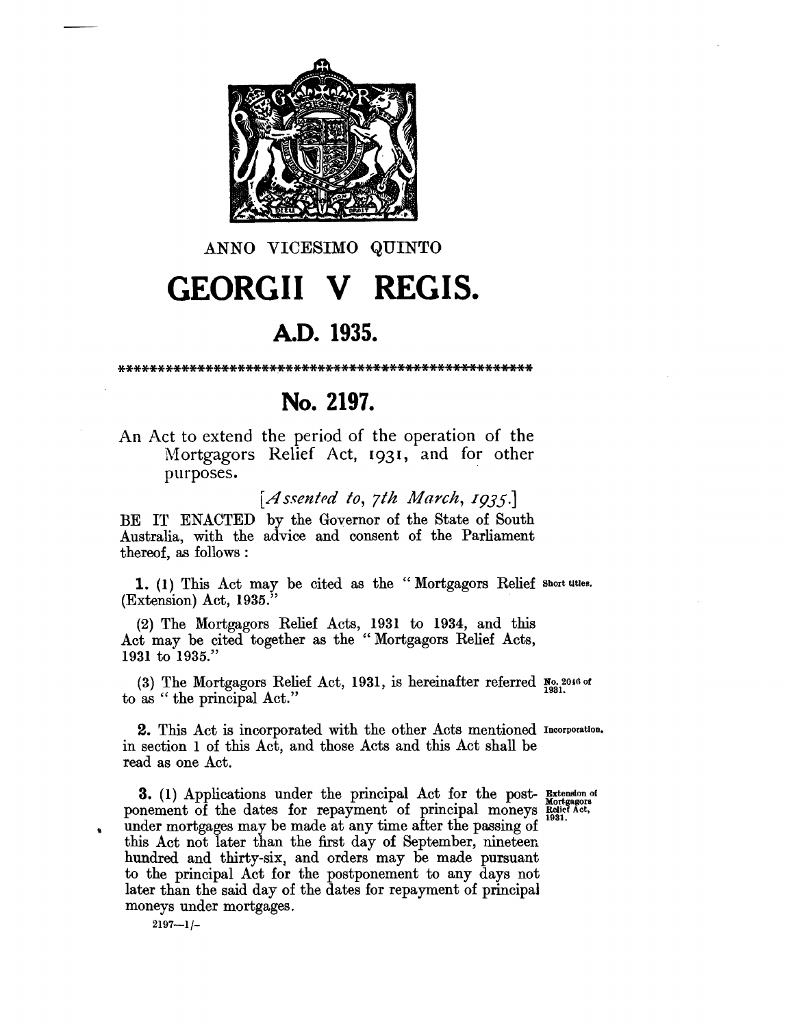ANNO VICESIMO QUINTO

# GEORGII V REGIS.

## A.D. 1935.

****************************************************

## No. 2197.

An Act to extend the period of the operation of the Mortgagors Relief Act, 1931, and for other purposes.

*[Assented to, 7th March, 1935.]*

BE IT ENACTED by the Governor of the State of South Australia, with the advice and consent of the Parliament thereof, as follows:

*Short titles.*

**1.** (1) This Act may be cited as the "Mortgagors Relief (Extension) Act, 1935."

(2) The Mortgagors Relief Acts, 1931 to 1934, and this Act may be cited together as the "Mortgagors Relief Acts, 1931 to 1935."

*No. 2046 of 1931.*

(3) The Mortgagors Relief Act, 1931, is hereinafter referred to as "the principal Act."

*Incorporation.*

**2.** This Act is incorporated with the other Acts mentioned in section 1 of this Act, and those Acts and this Act shall be read as one Act.

*Extension of Mortgagors Relief Act, 1931.*

**3.** (1) Applications under the principal Act for the postponement of the dates for repayment of principal moneys under mortgages may be made at any time after the passing of this Act not later than the first day of September, nineteen hundred and thirty-six, and orders may be made pursuant to the principal Act for the postponement to any days not later than the said day of the dates for repayment of principal moneys under mortgages.

2197—1/-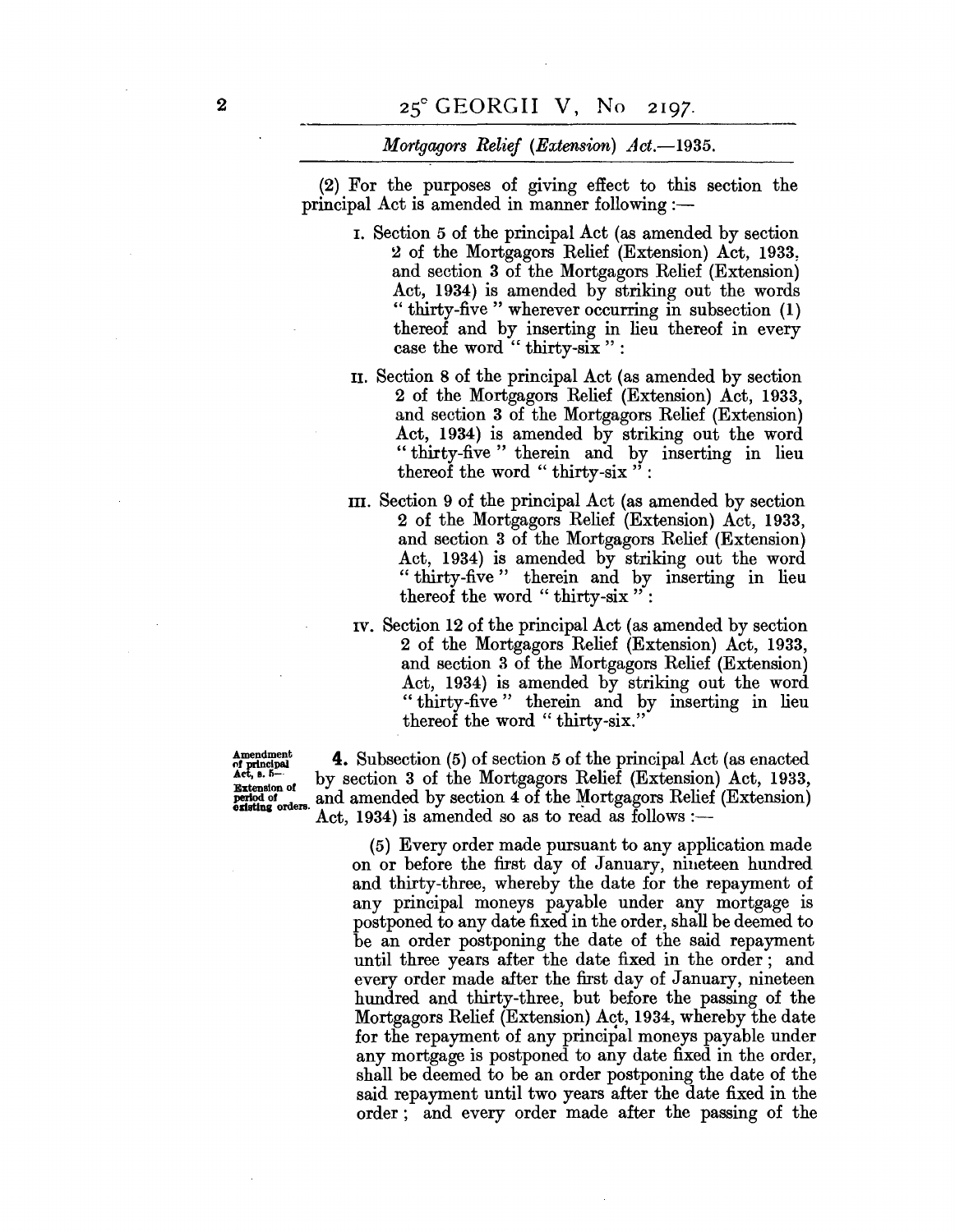(2) For the purposes of giving effect to this section the principal Act is amended in manner following:—

I. Section 5 of the principal Act (as amended by section 2 of the Mortgagors Relief (Extension) Act, 1933, and section 3 of the Mortgagors Relief (Extension) Act, 1934) is amended by striking out the words "thirty-five" wherever occurring in subsection (1) thereof and by inserting in lieu thereof in every case the word "thirty-six":

II. Section 8 of the principal Act (as amended by section 2 of the Mortgagors Relief (Extension) Act, 1933, and section 3 of the Mortgagors Relief (Extension) Act, 1934) is amended by striking out the word "thirty-five" therein and by inserting in lieu thereof the word "thirty-six":

III. Section 9 of the principal Act (as amended by section 2 of the Mortgagors Relief (Extension) Act, 1933, and section 3 of the Mortgagors Relief (Extension) Act, 1934) is amended by striking out the word "thirty-five" therein and by inserting in lieu thereof the word "thirty-six":

IV. Section 12 of the principal Act (as amended by section 2 of the Mortgagors Relief (Extension) Act, 1933, and section 3 of the Mortgagors Relief (Extension) Act, 1934) is amended by striking out the word "thirty-five" therein and by inserting in lieu thereof the word "thirty-six."

Amendment of principal Act, s. 5— Extension of period of existing orders.

**4.** Subsection (5) of section 5 of the principal Act (as enacted by section 3 of the Mortgagors Relief (Extension) Act, 1933, and amended by section 4 of the Mortgagors Relief (Extension) Act, 1934) is amended so as to read as follows:—

(5) Every order made pursuant to any application made on or before the first day of January, nineteen hundred and thirty-three, whereby the date for the repayment of any principal moneys payable under any mortgage is postponed to any date fixed in the order, shall be deemed to be an order postponing the date of the said repayment until three years after the date fixed in the order; and every order made after the first day of January, nineteen hundred and thirty-three, but before the passing of the Mortgagors Relief (Extension) Act, 1934, whereby the date for the repayment of any principal moneys payable under any mortgage is postponed to any date fixed in the order, shall be deemed to be an order postponing the date of the said repayment until two years after the date fixed in the order; and every order made after the passing of the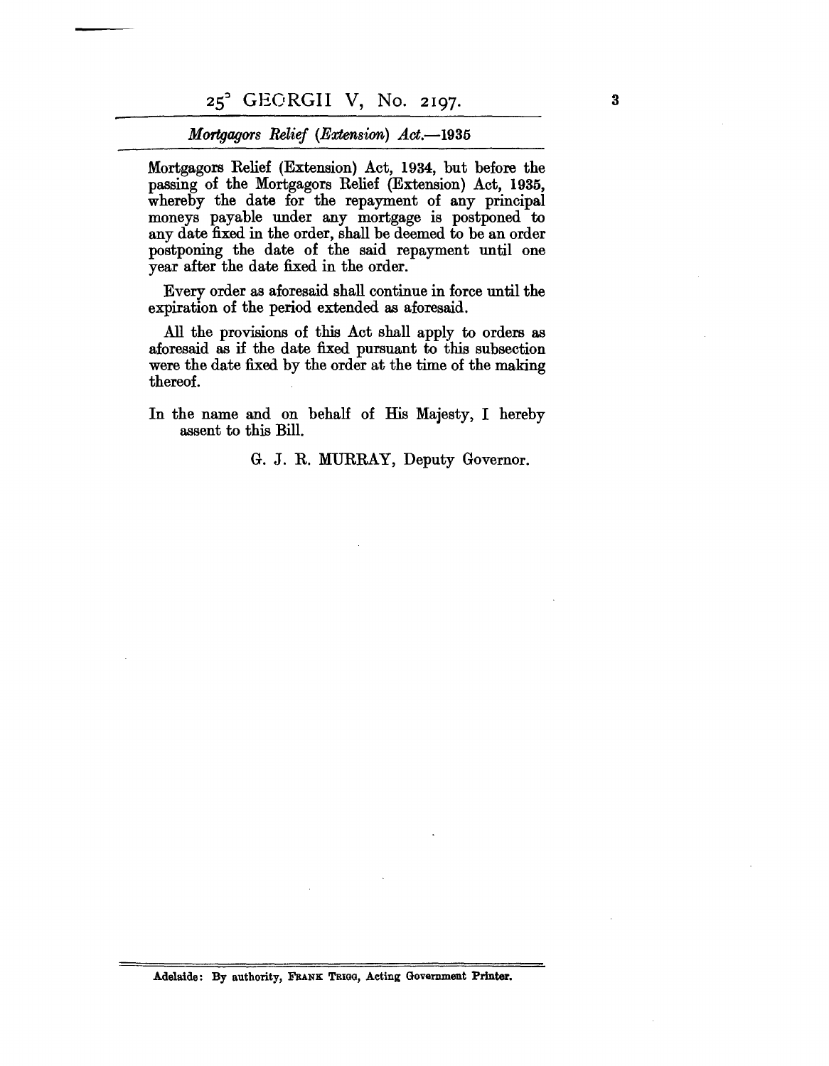Mortgagors Relief (Extension) Act, 1934, but before the passing of the Mortgagors Relief (Extension) Act, 1935, whereby the date for the repayment of any principal moneys payable under any mortgage is postponed to any date fixed in the order, shall be deemed to be an order postponing the date of the said repayment until one year after the date fixed in the order.

Every order as aforesaid shall continue in force until the expiration of the period extended as aforesaid.

All the provisions of this Act shall apply to orders as aforesaid as if the date fixed pursuant to this subsection were the date fixed by the order at the time of the making thereof.

In the name and on behalf of His Majesty, I hereby assent to this Bill.

G. J. R. MURRAY, Deputy Governor.

Adelaide: By authority, FRANK TRIGG, Acting Government Printer.